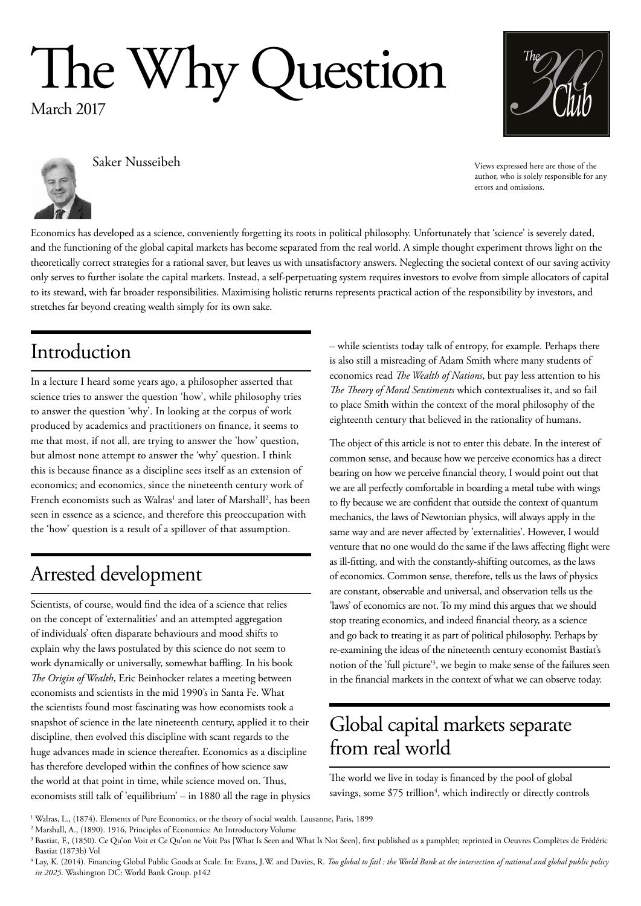# The Why Question

March 2017

Saker Nusseibeh

Views expressed here are those of the author, who is solely responsible for any errors and omissions.

Economics has developed as a science, conveniently forgetting its roots in political philosophy. Unfortunately that 'science' is severely dated, and the functioning of the global capital markets has become separated from the real world. A simple thought experiment throws light on the theoretically correct strategies for a rational saver, but leaves us with unsatisfactory answers. Neglecting the societal context of our saving activity only serves to further isolate the capital markets. Instead, a self-perpetuating system requires investors to evolve from simple allocators of capital to its steward, with far broader responsibilities. Maximising holistic returns represents practical action of the responsibility by investors, and stretches far beyond creating wealth simply for its own sake.

## Introduction

In a lecture I heard some years ago, a philosopher asserted that science tries to answer the question 'how', while philosophy tries to answer the question 'why'. In looking at the corpus of work produced by academics and practitioners on finance, it seems to me that most, if not all, are trying to answer the 'how' question, but almost none attempt to answer the 'why' question. I think this is because finance as a discipline sees itself as an extension of economics; and economics, since the nineteenth century work of French economists such as Walras[1] and later of Marshall[2], has been seen in essence as a science, and therefore this preoccupation with the 'how' question is a result of a spillover of that assumption.

## Arrested development

Scientists, of course, would find the idea of a science that relies on the concept of 'externalities' and an attempted aggregation of individuals' often disparate behaviours and mood shifts to explain why the laws postulated by this science do not seem to work dynamically or universally, somewhat baffling. In his book *The Origin of Wealth*, Eric Beinhocker relates a meeting between economists and scientists in the mid 1990's in Santa Fe. What the scientists found most fascinating was how economists took a snapshot of science in the late nineteenth century, applied it to their discipline, then evolved this discipline with scant regards to the huge advances made in science thereafter. Economics as a discipline has therefore developed within the confines of how science saw the world at that point in time, while science moved on. Thus, economists still talk of 'equilibrium' – in 1880 all the rage in physics – while scientists today talk of entropy, for example. Perhaps there is also still a misreading of Adam Smith where many students of economics read *The Wealth of Nations*, but pay less attention to his *The Theory of Moral Sentiments* which contextualises it, and so fail to place Smith within the context of the moral philosophy of the eighteenth century that believed in the rationality of humans.

The object of this article is not to enter this debate. In the interest of common sense, and because how we perceive economics has a direct bearing on how we perceive financial theory, I would point out that we are all perfectly comfortable in boarding a metal tube with wings to fly because we are confident that outside the context of quantum mechanics, the laws of Newtonian physics, will always apply in the same way and are never affected by 'externalities'. However, I would venture that no one would do the same if the laws affecting flight were as ill-fitting, and with the constantly-shifting outcomes, as the laws of economics. Common sense, therefore, tells us the laws of physics are constant, observable and universal, and observation tells us the 'laws' of economics are not. To my mind this argues that we should stop treating economics, and indeed financial theory, as a science and go back to treating it as part of political philosophy. Perhaps by re-examining the ideas of the nineteenth century economist Bastiat's notion of the 'full picture'[3], we begin to make sense of the failures seen in the financial markets in the context of what we can observe today.

## Global capital markets separate from real world

The world we live in today is financed by the pool of global savings, some $75 trillion[4], which indirectly or directly controls

[1] Walras, L., (1874). Elements of Pure Economics, or the theory of social wealth. Lausanne, Paris, 1899

[2] Marshall, A., (1890). 1916, Principles of Economics: An Introductory Volume

[3] Bastiat, F., (1850). Ce Qu'on Voit et Ce Qu'on ne Voit Pas [What Is Seen and What Is Not Seen], first published as a pamphlet; reprinted in Oeuvres Complètes de Frédéric Bastiat (1873b) Vol

[4] Lay, K. (2014). Financing Global Public Goods at Scale. In: Evans, J.W. and Davies, R. *Too global to fail : the World Bank at the intersection of national and global public policy in 2025.* Washington DC: World Bank Group. p142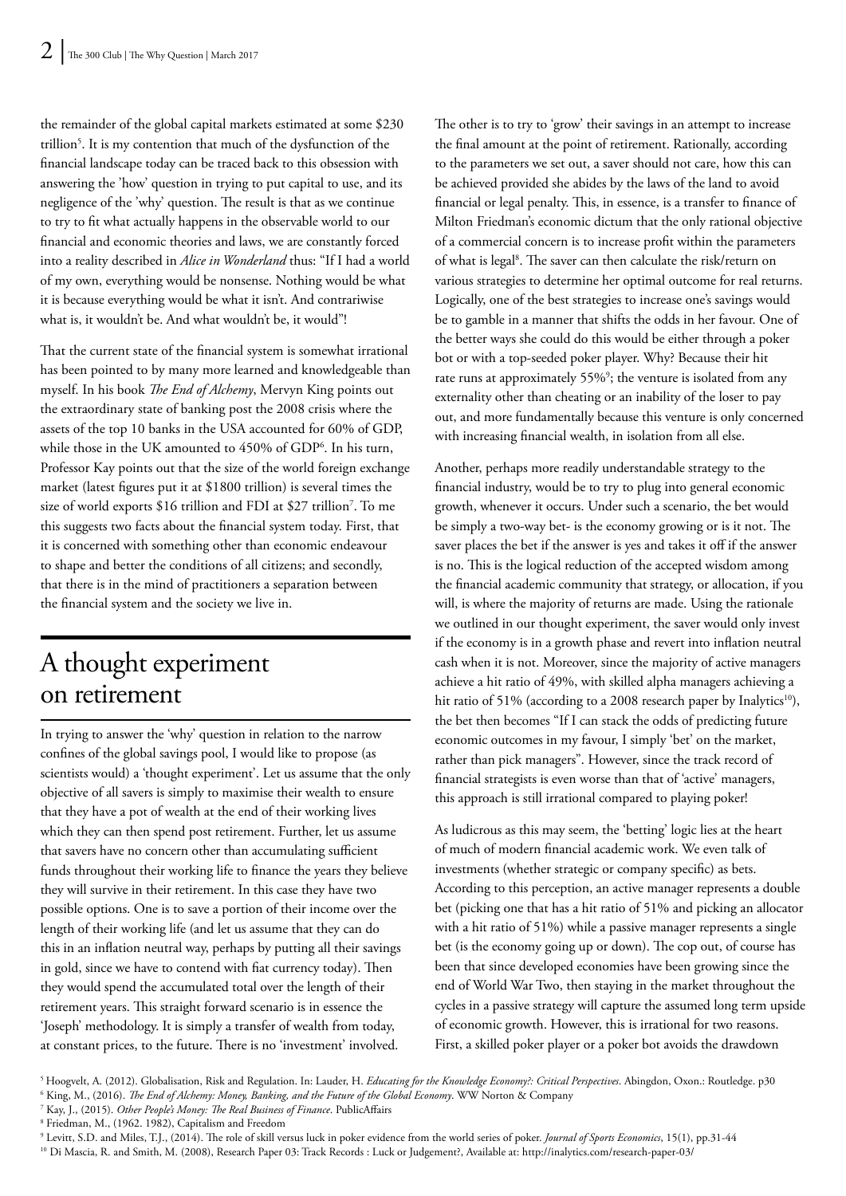the remainder of the global capital markets estimated at some $230 trillion[5]. It is my contention that much of the dysfunction of the financial landscape today can be traced back to this obsession with answering the 'how' question in trying to put capital to use, and its negligence of the 'why' question. The result is that as we continue to try to fit what actually happens in the observable world to our financial and economic theories and laws, we are constantly forced into a reality described in *Alice in Wonderland* thus: "If I had a world of my own, everything would be nonsense. Nothing would be what it is because everything would be what it isn't. And contrariwise what is, it wouldn't be. And what wouldn't be, it would"!

That the current state of the financial system is somewhat irrational has been pointed to by many more learned and knowledgeable than myself. In his book *The End of Alchemy*, Mervyn King points out the extraordinary state of banking post the 2008 crisis where the assets of the top 10 banks in the USA accounted for 60% of GDP, while those in the UK amounted to 450% of GDP[6]. In his turn, Professor Kay points out that the size of the world foreign exchange market (latest figures put it at $1800 trillion) is several times the size of world exports $16 trillion and FDI at $27 trillion[7]. To me this suggests two facts about the financial system today. First, that it is concerned with something other than economic endeavour to shape and better the conditions of all citizens; and secondly, that there is in the mind of practitioners a separation between the financial system and the society we live in.

## A thought experiment on retirement

In trying to answer the 'why' question in relation to the narrow confines of the global savings pool, I would like to propose (as scientists would) a 'thought experiment'. Let us assume that the only objective of all savers is simply to maximise their wealth to ensure that they have a pot of wealth at the end of their working lives which they can then spend post retirement. Further, let us assume that savers have no concern other than accumulating sufficient funds throughout their working life to finance the years they believe they will survive in their retirement. In this case they have two possible options. One is to save a portion of their income over the length of their working life (and let us assume that they can do this in an inflation neutral way, perhaps by putting all their savings in gold, since we have to contend with fiat currency today). Then they would spend the accumulated total over the length of their retirement years. This straight forward scenario is in essence the 'Joseph' methodology. It is simply a transfer of wealth from today, at constant prices, to the future. There is no 'investment' involved.

The other is to try to 'grow' their savings in an attempt to increase the final amount at the point of retirement. Rationally, according to the parameters we set out, a saver should not care, how this can be achieved provided she abides by the laws of the land to avoid financial or legal penalty. This, in essence, is a transfer to finance of Milton Friedman's economic dictum that the only rational objective of a commercial concern is to increase profit within the parameters of what is legal[8]. The saver can then calculate the risk/return on various strategies to determine her optimal outcome for real returns. Logically, one of the best strategies to increase one's savings would be to gamble in a manner that shifts the odds in her favour. One of the better ways she could do this would be either through a poker bot or with a top-seeded poker player. Why? Because their hit rate runs at approximately 55%[9]; the venture is isolated from any externality other than cheating or an inability of the loser to pay out, and more fundamentally because this venture is only concerned with increasing financial wealth, in isolation from all else.

Another, perhaps more readily understandable strategy to the financial industry, would be to try to plug into general economic growth, whenever it occurs. Under such a scenario, the bet would be simply a two-way bet- is the economy growing or is it not. The saver places the bet if the answer is yes and takes it off if the answer is no. This is the logical reduction of the accepted wisdom among the financial academic community that strategy, or allocation, if you will, is where the majority of returns are made. Using the rationale we outlined in our thought experiment, the saver would only invest if the economy is in a growth phase and revert into inflation neutral cash when it is not. Moreover, since the majority of active managers achieve a hit ratio of 49%, with skilled alpha managers achieving a hit ratio of 51% (according to a 2008 research paper by Inalytics[10]), the bet then becomes "If I can stack the odds of predicting future economic outcomes in my favour, I simply 'bet' on the market, rather than pick managers". However, since the track record of financial strategists is even worse than that of 'active' managers, this approach is still irrational compared to playing poker!

As ludicrous as this may seem, the 'betting' logic lies at the heart of much of modern financial academic work. We even talk of investments (whether strategic or company specific) as bets. According to this perception, an active manager represents a double bet (picking one that has a hit ratio of 51% and picking an allocator with a hit ratio of 51%) while a passive manager represents a single bet (is the economy going up or down). The cop out, of course has been that since developed economies have been growing since the end of World War Two, then staying in the market throughout the cycles in a passive strategy will capture the assumed long term upside of economic growth. However, this is irrational for two reasons. First, a skilled poker player or a poker bot avoids the drawdown

---

[5] Hoogvelt, A. (2012). Globalisation, Risk and Regulation. In: Lauder, H. *Educating for the Knowledge Economy?: Critical Perspectives*. Abingdon, Oxon.: Routledge. p30

[6] King, M., (2016). *The End of Alchemy: Money, Banking, and the Future of the Global Economy*. WW Norton & Company

[7] Kay, J., (2015). *Other People's Money: The Real Business of Finance*. PublicAffairs

[8] Friedman, M., (1962. 1982), Capitalism and Freedom

[9] Levitt, S.D. and Miles, T.J., (2014). The role of skill versus luck in poker evidence from the world series of poker. *Journal of Sports Economics*, 15(1), pp.31-44

[10] Di Mascia, R. and Smith, M. (2008), Research Paper 03: Track Records : Luck or Judgement?, Available at: http://inalytics.com/research-paper-03/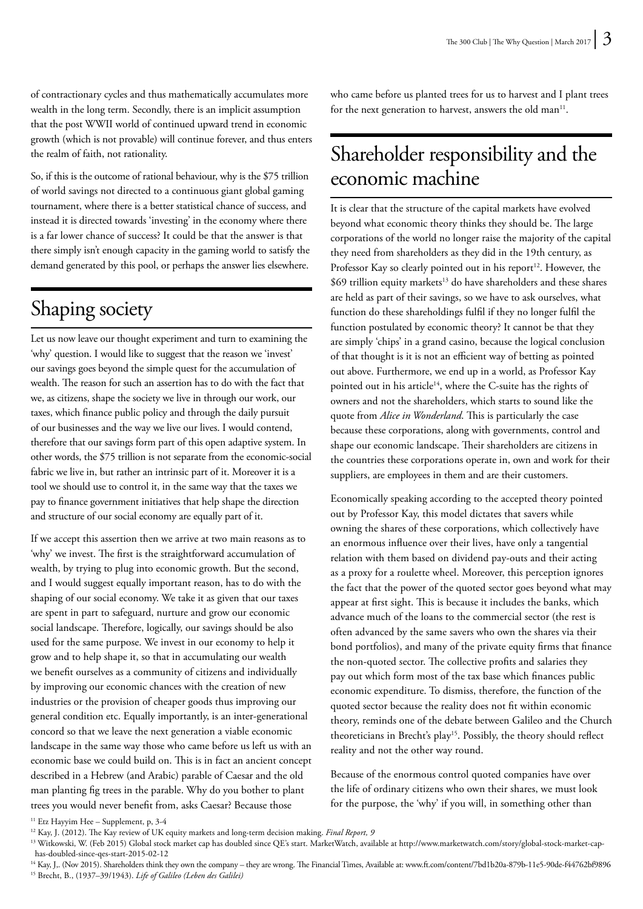of contractionary cycles and thus mathematically accumulates more wealth in the long term. Secondly, there is an implicit assumption that the post WWII world of continued upward trend in economic growth (which is not provable) will continue forever, and thus enters the realm of faith, not rationality.

So, if this is the outcome of rational behaviour, why is the $75 trillion of world savings not directed to a continuous giant global gaming tournament, where there is a better statistical chance of success, and instead it is directed towards 'investing' in the economy where there is a far lower chance of success? It could be that the answer is that there simply isn't enough capacity in the gaming world to satisfy the demand generated by this pool, or perhaps the answer lies elsewhere.

## Shaping society

Let us now leave our thought experiment and turn to examining the 'why' question. I would like to suggest that the reason we 'invest' our savings goes beyond the simple quest for the accumulation of wealth. The reason for such an assertion has to do with the fact that we, as citizens, shape the society we live in through our work, our taxes, which finance public policy and through the daily pursuit of our businesses and the way we live our lives. I would contend, therefore that our savings form part of this open adaptive system. In other words, the $75 trillion is not separate from the economic-social fabric we live in, but rather an intrinsic part of it. Moreover it is a tool we should use to control it, in the same way that the taxes we pay to finance government initiatives that help shape the direction and structure of our social economy are equally part of it.

If we accept this assertion then we arrive at two main reasons as to 'why' we invest. The first is the straightforward accumulation of wealth, by trying to plug into economic growth. But the second, and I would suggest equally important reason, has to do with the shaping of our social economy. We take it as given that our taxes are spent in part to safeguard, nurture and grow our economic social landscape. Therefore, logically, our savings should be also used for the same purpose. We invest in our economy to help it grow and to help shape it, so that in accumulating our wealth we benefit ourselves as a community of citizens and individually by improving our economic chances with the creation of new industries or the provision of cheaper goods thus improving our general condition etc. Equally importantly, is an inter-generational concord so that we leave the next generation a viable economic landscape in the same way those who came before us left us with an economic base we could build on. This is in fact an ancient concept described in a Hebrew (and Arabic) parable of Caesar and the old man planting fig trees in the parable. Why do you bother to plant trees you would never benefit from, asks Caesar? Because those who came before us planted trees for us to harvest and I plant trees for the next generation to harvest, answers the old man[11].

## Shareholder responsibility and the economic machine

It is clear that the structure of the capital markets have evolved beyond what economic theory thinks they should be. The large corporations of the world no longer raise the majority of the capital they need from shareholders as they did in the 19th century, as Professor Kay so clearly pointed out in his report[12]. However, the $69 trillion equity markets[13] do have shareholders and these shares are held as part of their savings, so we have to ask ourselves, what function do these shareholdings fulfil if they no longer fulfil the function postulated by economic theory? It cannot be that they are simply 'chips' in a grand casino, because the logical conclusion of that thought is it is not an efficient way of betting as pointed out above. Furthermore, we end up in a world, as Professor Kay pointed out in his article[14], where the C-suite has the rights of owners and not the shareholders, which starts to sound like the quote from *Alice in Wonderland*. This is particularly the case because these corporations, along with governments, control and shape our economic landscape. Their shareholders are citizens in the countries these corporations operate in, own and work for their suppliers, are employees in them and are their customers.

Economically speaking according to the accepted theory pointed out by Professor Kay, this model dictates that savers while owning the shares of these corporations, which collectively have an enormous influence over their lives, have only a tangential relation with them based on dividend pay-outs and their acting as a proxy for a roulette wheel. Moreover, this perception ignores the fact that the power of the quoted sector goes beyond what may appear at first sight. This is because it includes the banks, which advance much of the loans to the commercial sector (the rest is often advanced by the same savers who own the shares via their bond portfolios), and many of the private equity firms that finance the non-quoted sector. The collective profits and salaries they pay out which form most of the tax base which finances public economic expenditure. To dismiss, therefore, the function of the quoted sector because the reality does not fit within economic theory, reminds one of the debate between Galileo and the Church theoreticians in Brecht's play[15]. Possibly, the theory should reflect reality and not the other way round.

Because of the enormous control quoted companies have over the life of ordinary citizens who own their shares, we must look for the purpose, the 'why' if you will, in something other than

[11] Etz Hayyim Hee – Supplement, p, 3-4

[12] Kay, J. (2012). The Kay review of UK equity markets and long-term decision making. *Final Report, 9*

[13] Witkowski, W. (Feb 2015) Global stock market cap has doubled since QE's start. MarketWatch, available at http://www.marketwatch.com/story/global-stock-market-cap-has-doubled-since-qes-start-2015-02-12

[14] Kay, J,. (Nov 2015). Shareholders think they own the company – they are wrong. The Financial Times, Available at: www.ft.com/content/7bd1b20a-879b-11e5-90de-f44762bf9896

[15] Brecht, B., (1937–39/1943). *Life of Galileo (Leben des Galilei)*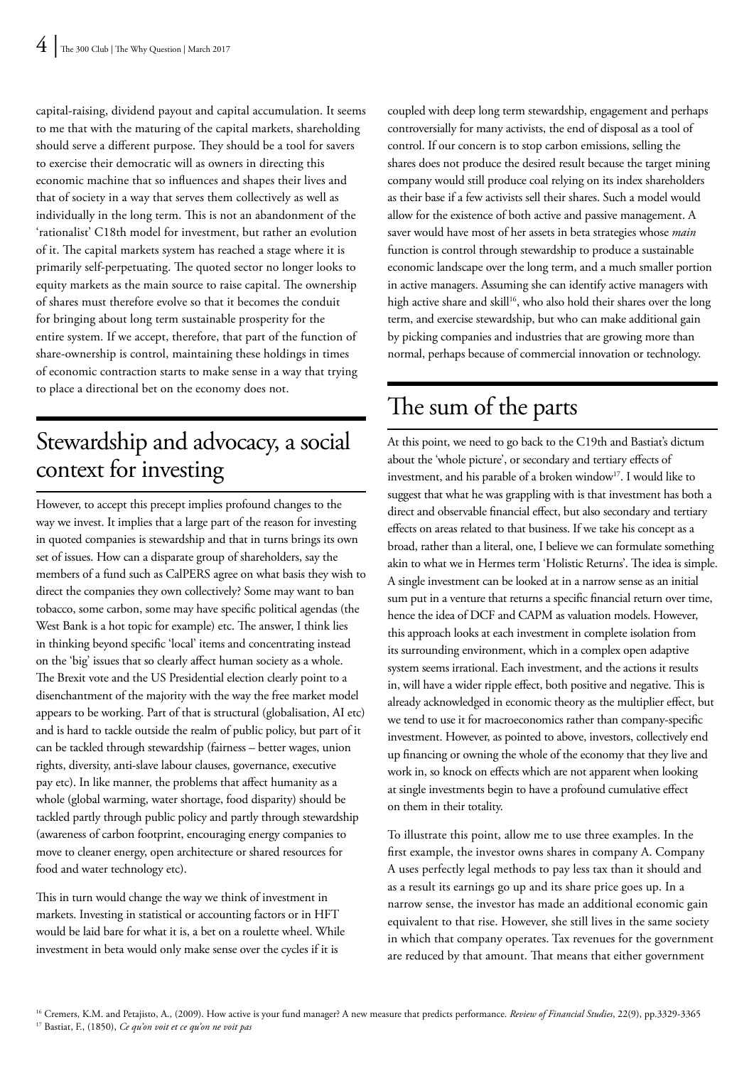capital-raising, dividend payout and capital accumulation. It seems to me that with the maturing of the capital markets, shareholding should serve a different purpose. They should be a tool for savers to exercise their democratic will as owners in directing this economic machine that so influences and shapes their lives and that of society in a way that serves them collectively as well as individually in the long term. This is not an abandonment of the 'rationalist' C18th model for investment, but rather an evolution of it. The capital markets system has reached a stage where it is primarily self-perpetuating. The quoted sector no longer looks to equity markets as the main source to raise capital. The ownership of shares must therefore evolve so that it becomes the conduit for bringing about long term sustainable prosperity for the entire system. If we accept, therefore, that part of the function of share-ownership is control, maintaining these holdings in times of economic contraction starts to make sense in a way that trying to place a directional bet on the economy does not.

## Stewardship and advocacy, a social context for investing

However, to accept this precept implies profound changes to the way we invest. It implies that a large part of the reason for investing in quoted companies is stewardship and that in turns brings its own set of issues. How can a disparate group of shareholders, say the members of a fund such as CalPERS agree on what basis they wish to direct the companies they own collectively? Some may want to ban tobacco, some carbon, some may have specific political agendas (the West Bank is a hot topic for example) etc. The answer, I think lies in thinking beyond specific 'local' items and concentrating instead on the 'big' issues that so clearly affect human society as a whole. The Brexit vote and the US Presidential election clearly point to a disenchantment of the majority with the way the free market model appears to be working. Part of that is structural (globalisation, AI etc) and is hard to tackle outside the realm of public policy, but part of it can be tackled through stewardship (fairness – better wages, union rights, diversity, anti-slave labour clauses, governance, executive pay etc). In like manner, the problems that affect humanity as a whole (global warming, water shortage, food disparity) should be tackled partly through public policy and partly through stewardship (awareness of carbon footprint, encouraging energy companies to move to cleaner energy, open architecture or shared resources for food and water technology etc).

This in turn would change the way we think of investment in markets. Investing in statistical or accounting factors or in HFT would be laid bare for what it is, a bet on a roulette wheel. While investment in beta would only make sense over the cycles if it is coupled with deep long term stewardship, engagement and perhaps controversially for many activists, the end of disposal as a tool of control. If our concern is to stop carbon emissions, selling the shares does not produce the desired result because the target mining company would still produce coal relying on its index shareholders as their base if a few activists sell their shares. Such a model would allow for the existence of both active and passive management. A saver would have most of her assets in beta strategies whose *main* function is control through stewardship to produce a sustainable economic landscape over the long term, and a much smaller portion in active managers. Assuming she can identify active managers with high active share and skill[16], who also hold their shares over the long term, and exercise stewardship, but who can make additional gain by picking companies and industries that are growing more than normal, perhaps because of commercial innovation or technology.

## The sum of the parts

At this point, we need to go back to the C19th and Bastiat's dictum about the 'whole picture', or secondary and tertiary effects of investment, and his parable of a broken window[17]. I would like to suggest that what he was grappling with is that investment has both a direct and observable financial effect, but also secondary and tertiary effects on areas related to that business. If we take his concept as a broad, rather than a literal, one, I believe we can formulate something akin to what we in Hermes term 'Holistic Returns'. The idea is simple. A single investment can be looked at in a narrow sense as an initial sum put in a venture that returns a specific financial return over time, hence the idea of DCF and CAPM as valuation models. However, this approach looks at each investment in complete isolation from its surrounding environment, which in a complex open adaptive system seems irrational. Each investment, and the actions it results in, will have a wider ripple effect, both positive and negative. This is already acknowledged in economic theory as the multiplier effect, but we tend to use it for macroeconomics rather than company-specific investment. However, as pointed to above, investors, collectively end up financing or owning the whole of the economy that they live and work in, so knock on effects which are not apparent when looking at single investments begin to have a profound cumulative effect on them in their totality.

To illustrate this point, allow me to use three examples. In the first example, the investor owns shares in company A. Company A uses perfectly legal methods to pay less tax than it should and as a result its earnings go up and its share price goes up. In a narrow sense, the investor has made an additional economic gain equivalent to that rise. However, she still lives in the same society in which that company operates. Tax revenues for the government are reduced by that amount. That means that either government

[16] Cremers, K.M. and Petajisto, A., (2009). How active is your fund manager? A new measure that predicts performance. *Review of Financial Studies*, 22(9), pp.3329-3365

[17] Bastiat, F., (1850), *Ce qu'on voit et ce qu'on ne voit pas*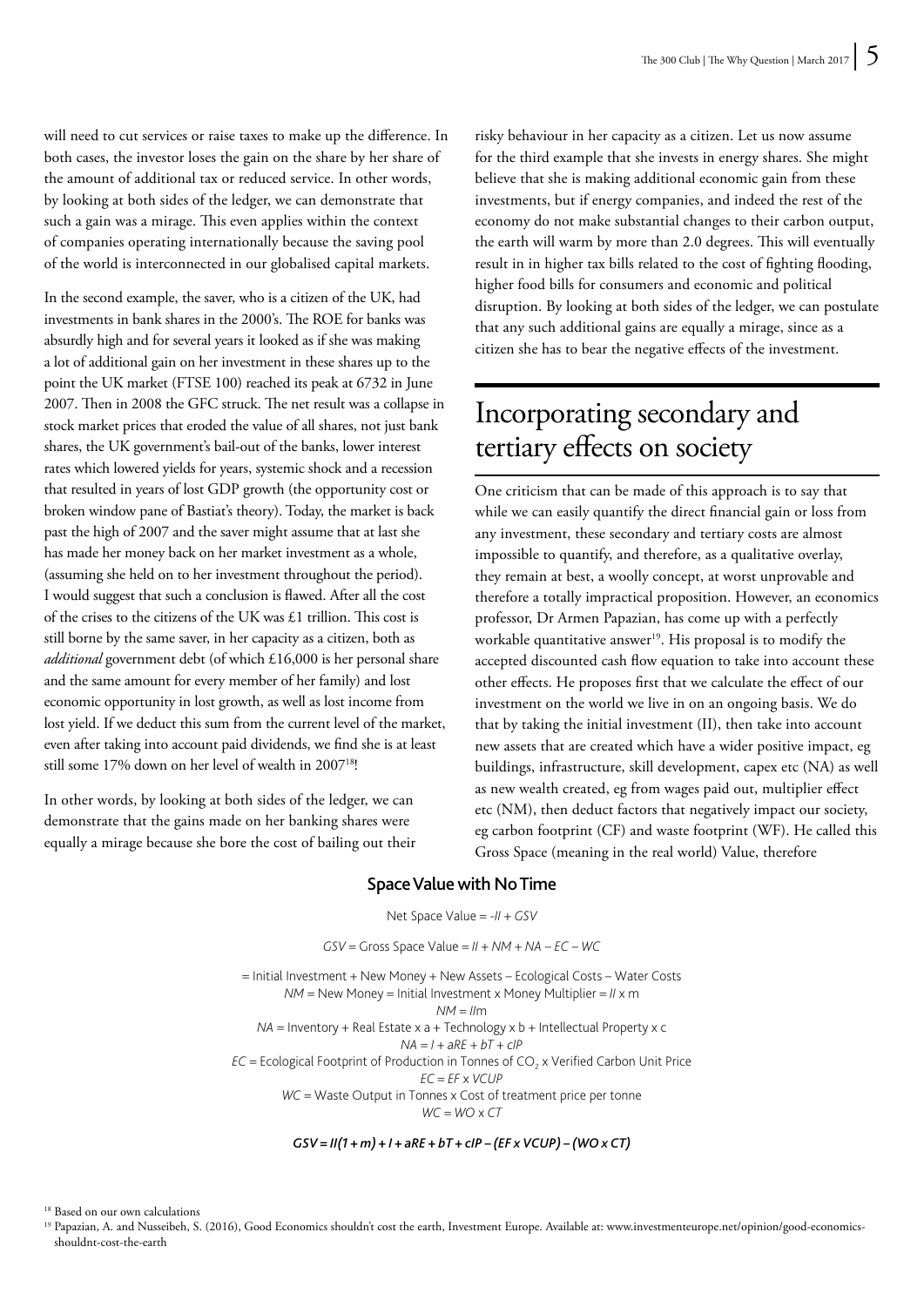will need to cut services or raise taxes to make up the difference. In both cases, the investor loses the gain on the share by her share of the amount of additional tax or reduced service. In other words, by looking at both sides of the ledger, we can demonstrate that such a gain was a mirage. This even applies within the context of companies operating internationally because the saving pool of the world is interconnected in our globalised capital markets.

In the second example, the saver, who is a citizen of the UK, had investments in bank shares in the 2000's. The ROE for banks was absurdly high and for several years it looked as if she was making a lot of additional gain on her investment in these shares up to the point the UK market (FTSE 100) reached its peak at 6732 in June 2007. Then in 2008 the GFC struck. The net result was a collapse in stock market prices that eroded the value of all shares, not just bank shares, the UK government's bail-out of the banks, lower interest rates which lowered yields for years, systemic shock and a recession that resulted in years of lost GDP growth (the opportunity cost or broken window pane of Bastiat's theory). Today, the market is back past the high of 2007 and the saver might assume that at last she has made her money back on her market investment as a whole, (assuming she held on to her investment throughout the period). I would suggest that such a conclusion is flawed. After all the cost of the crises to the citizens of the UK was £1 trillion. This cost is still borne by the same saver, in her capacity as a citizen, both as *additional* government debt (of which £16,000 is her personal share and the same amount for every member of her family) and lost economic opportunity in lost growth, as well as lost income from lost yield. If we deduct this sum from the current level of the market, even after taking into account paid dividends, we find she is at least still some 17% down on her level of wealth in 2007[18]!

In other words, by looking at both sides of the ledger, we can demonstrate that the gains made on her banking shares were equally a mirage because she bore the cost of bailing out their risky behaviour in her capacity as a citizen. Let us now assume for the third example that she invests in energy shares. She might believe that she is making additional economic gain from these investments, but if energy companies, and indeed the rest of the economy do not make substantial changes to their carbon output, the earth will warm by more than 2.0 degrees. This will eventually result in in higher tax bills related to the cost of fighting flooding, higher food bills for consumers and economic and political disruption. By looking at both sides of the ledger, we can postulate that any such additional gains are equally a mirage, since as a citizen she has to bear the negative effects of the investment.

## Incorporating secondary and tertiary effects on society

One criticism that can be made of this approach is to say that while we can easily quantify the direct financial gain or loss from any investment, these secondary and tertiary costs are almost impossible to quantify, and therefore, as a qualitative overlay, they remain at best, a woolly concept, at worst unprovable and therefore a totally impractical proposition. However, an economics professor, Dr Armen Papazian, has come up with a perfectly workable quantitative answer[19]. His proposal is to modify the accepted discounted cash flow equation to take into account these other effects. He proposes first that we calculate the effect of our investment on the world we live in on an ongoing basis. We do that by taking the initial investment (II), then take into account new assets that are created which have a wider positive impact, eg buildings, infrastructure, skill development, capex etc (NA) as well as new wealth created, eg from wages paid out, multiplier effect etc (NM), then deduct factors that negatively impact our society, eg carbon footprint (CF) and waste footprint (WF). He called this Gross Space (meaning in the real world) Value, therefore

### Space Value with No Time

$$\text{Net Space Value} = -II + GSV$$

$$GSV = \text{Gross Space Value} = II + NM + NA - EC - WC$$

= Initial Investment + New Money + New Assets – Ecological Costs – Water Costs

$NM$ = New Money = Initial Investment x Money Multiplier = $II \times m$

$$NM = IIm$$

$NA$ = Inventory + Real Estate x a + Technology x b + Intellectual Property x c

$$NA = I + aRE + bT + cIP$$

$EC$ = Ecological Footprint of Production in Tonnes of $CO_2$ x Verified Carbon Unit Price

$$EC = EF \times VCUP$$

$WC$ = Waste Output in Tonnes x Cost of treatment price per tonne

$$WC = WO \times CT$$

$$GSV = II(1 + m) + I + aRE + bT + cIP - (EF \times VCUP) - (WO \times CT)$$

[18] Based on our own calculations

[19] Papazian, A. and Nusseibeh, S. (2016), Good Economics shouldn't cost the earth, Investment Europe. Available at: www.investmenteurope.net/opinion/good-economics-shouldnt-cost-the-earth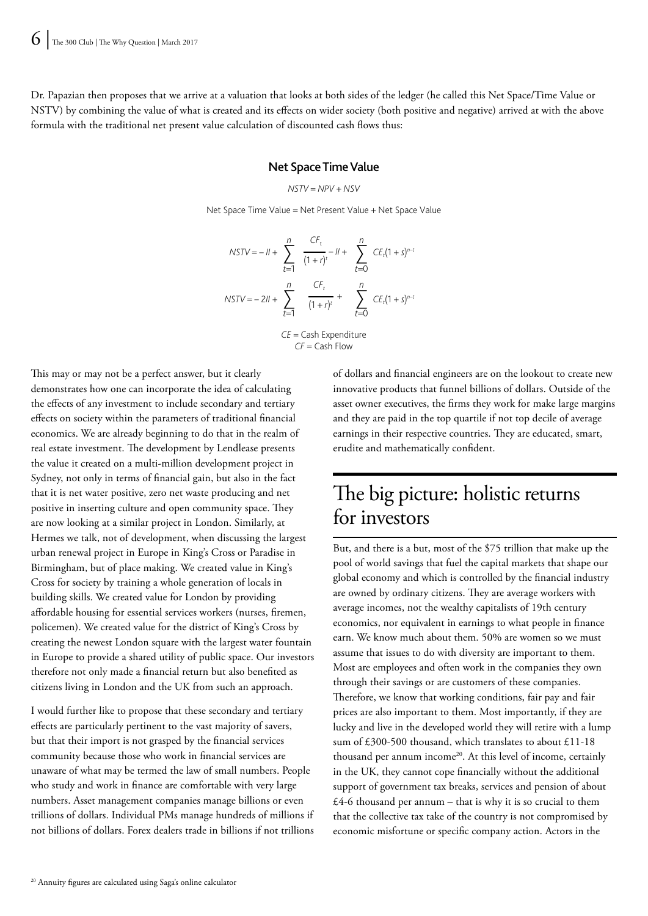Dr. Papazian then proposes that we arrive at a valuation that looks at both sides of the ledger (he called this Net Space/Time Value or NSTV) by combining the value of what is created and its effects on wider society (both positive and negative) arrived at with the above formula with the traditional net present value calculation of discounted cash flows thus:

**Net Space Time Value**

$$NSTV = NPV + NSV$$

Net Space Time Value = Net Present Value + Net Space Value

$$NSTV = -II + \sum_{t=1}^{n} \frac{CF_t}{(1+r)^t} - II + \sum_{t=0}^{n} CE_t(1+s)^{n-t}$$

$$NSTV = -2II + \sum_{t=1}^{n} \frac{CF_t}{(1+r)^t} + \sum_{t=0}^{n} CE_t(1+s)^{n-t}$$

$CE$ = Cash Expenditure
$CF$ = Cash Flow

This may or may not be a perfect answer, but it clearly demonstrates how one can incorporate the idea of calculating the effects of any investment to include secondary and tertiary effects on society within the parameters of traditional financial economics. We are already beginning to do that in the realm of real estate investment. The development by Lendlease presents the value it created on a multi-million development project in Sydney, not only in terms of financial gain, but also in the fact that it is net water positive, zero net waste producing and net positive in inserting culture and open community space. They are now looking at a similar project in London. Similarly, at Hermes we talk, not of development, when discussing the largest urban renewal project in Europe in King's Cross or Paradise in Birmingham, but of place making. We created value in King's Cross for society by training a whole generation of locals in building skills. We created value for London by providing affordable housing for essential services workers (nurses, firemen, policemen). We created value for the district of King's Cross by creating the newest London square with the largest water fountain in Europe to provide a shared utility of public space. Our investors therefore not only made a financial return but also benefited as citizens living in London and the UK from such an approach.

I would further like to propose that these secondary and tertiary effects are particularly pertinent to the vast majority of savers, but that their import is not grasped by the financial services community because those who work in financial services are unaware of what may be termed the law of small numbers. People who study and work in finance are comfortable with very large numbers. Asset management companies manage billions or even trillions of dollars. Individual PMs manage hundreds of millions if not billions of dollars. Forex dealers trade in billions if not trillions of dollars and financial engineers are on the lookout to create new innovative products that funnel billions of dollars. Outside of the asset owner executives, the firms they work for make large margins and they are paid in the top quartile if not top decile of average earnings in their respective countries. They are educated, smart, erudite and mathematically confident.

## The big picture: holistic returns for investors

But, and there is a but, most of the $75 trillion that make up the pool of world savings that fuel the capital markets that shape our global economy and which is controlled by the financial industry are owned by ordinary citizens. They are average workers with average incomes, not the wealthy capitalists of 19th century economics, nor equivalent in earnings to what people in finance earn. We know much about them. 50% are women so we must assume that issues to do with diversity are important to them. Most are employees and often work in the companies they own through their savings or are customers of these companies. Therefore, we know that working conditions, fair pay and fair prices are also important to them. Most importantly, if they are lucky and live in the developed world they will retire with a lump sum of £300-500 thousand, which translates to about £11-18 thousand per annum income[20]. At this level of income, certainly in the UK, they cannot cope financially without the additional support of government tax breaks, services and pension of about £4-6 thousand per annum – that is why it is so crucial to them that the collective tax take of the country is not compromised by economic misfortune or specific company action. Actors in the

[20] Annuity figures are calculated using Saga's online calculator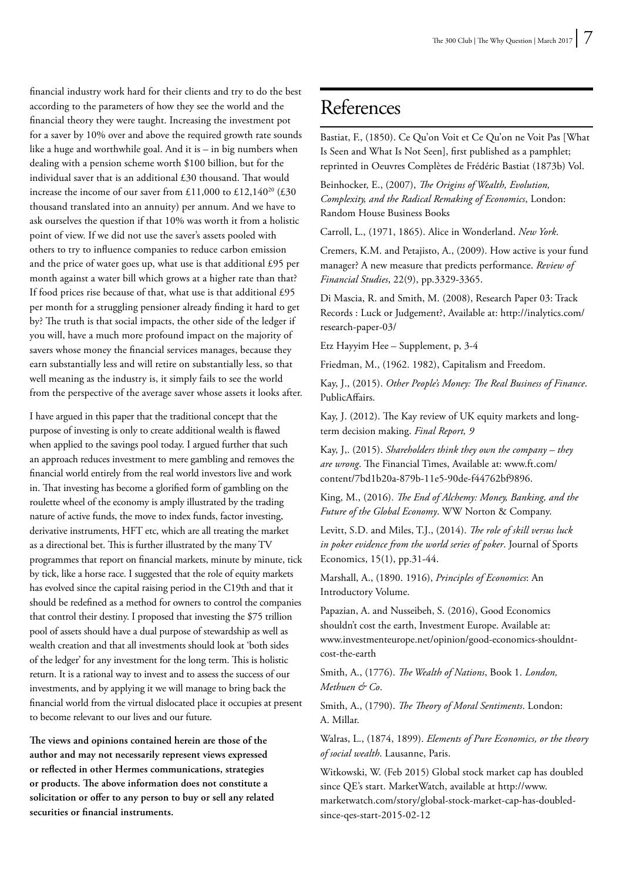financial industry work hard for their clients and try to do the best according to the parameters of how they see the world and the financial theory they were taught. Increasing the investment pot for a saver by 10% over and above the required growth rate sounds like a huge and worthwhile goal. And it is – in big numbers when dealing with a pension scheme worth $100 billion, but for the individual saver that is an additional £30 thousand. That would increase the income of our saver from £11,000 to £12,140[20] (£30 thousand translated into an annuity) per annum. And we have to ask ourselves the question if that 10% was worth it from a holistic point of view. If we did not use the saver's assets pooled with others to try to influence companies to reduce carbon emission and the price of water goes up, what use is that additional £95 per month against a water bill which grows at a higher rate than that? If food prices rise because of that, what use is that additional £95 per month for a struggling pensioner already finding it hard to get by? The truth is that social impacts, the other side of the ledger if you will, have a much more profound impact on the majority of savers whose money the financial services manages, because they earn substantially less and will retire on substantially less, so that well meaning as the industry is, it simply fails to see the world from the perspective of the average saver whose assets it looks after.

I have argued in this paper that the traditional concept that the purpose of investing is only to create additional wealth is flawed when applied to the savings pool today. I argued further that such an approach reduces investment to mere gambling and removes the financial world entirely from the real world investors live and work in. That investing has become a glorified form of gambling on the roulette wheel of the economy is amply illustrated by the trading nature of active funds, the move to index funds, factor investing, derivative instruments, HFT etc, which are all treating the market as a directional bet. This is further illustrated by the many TV programmes that report on financial markets, minute by minute, tick by tick, like a horse race. I suggested that the role of equity markets has evolved since the capital raising period in the C19th and that it should be redefined as a method for owners to control the companies that control their destiny. I proposed that investing the $75 trillion pool of assets should have a dual purpose of stewardship as well as wealth creation and that all investments should look at 'both sides of the ledger' for any investment for the long term. This is holistic return. It is a rational way to invest and to assess the success of our investments, and by applying it we will manage to bring back the financial world from the virtual dislocated place it occupies at present to become relevant to our lives and our future.

**The views and opinions contained herein are those of the author and may not necessarily represent views expressed or reflected in other Hermes communications, strategies or products. The above information does not constitute a solicitation or offer to any person to buy or sell any related securities or financial instruments.**

# References

Bastiat, F., (1850). Ce Qu'on Voit et Ce Qu'on ne Voit Pas [What Is Seen and What Is Not Seen], first published as a pamphlet; reprinted in Oeuvres Complètes de Frédéric Bastiat (1873b) Vol.

Beinhocker, E., (2007), *The Origins of Wealth, Evolution, Complexity, and the Radical Remaking of Economics*, London: Random House Business Books

Carroll, L., (1971, 1865). Alice in Wonderland. *New York*.

Cremers, K.M. and Petajisto, A., (2009). How active is your fund manager? A new measure that predicts performance. *Review of Financial Studies*, 22(9), pp.3329-3365.

Di Mascia, R. and Smith, M. (2008), Research Paper 03: Track Records : Luck or Judgement?, Available at: http://inalytics.com/research-paper-03/

Etz Hayyim Hee – Supplement, p, 3-4

Friedman, M., (1962. 1982), Capitalism and Freedom.

Kay, J., (2015). *Other People's Money: The Real Business of Finance*. PublicAffairs.

Kay, J. (2012). The Kay review of UK equity markets and long-term decision making. *Final Report, 9*

Kay, J,. (2015). *Shareholders think they own the company – they are wrong*. The Financial Times, Available at: www.ft.com/content/7bd1b20a-879b-11e5-90de-f44762bf9896.

King, M., (2016). *The End of Alchemy: Money, Banking, and the Future of the Global Economy*. WW Norton & Company.

Levitt, S.D. and Miles, T.J., (2014). *The role of skill versus luck in poker evidence from the world series of poker*. Journal of Sports Economics, 15(1), pp.31-44.

Marshall, A., (1890. 1916), *Principles of Economics*: An Introductory Volume.

Papazian, A. and Nusseibeh, S. (2016), Good Economics shouldn't cost the earth, Investment Europe. Available at: www.investmenteurope.net/opinion/good-economics-shouldnt-cost-the-earth

Smith, A., (1776). *The Wealth of Nations*, Book 1. *London, Methuen & Co*.

Smith, A., (1790). *The Theory of Moral Sentiments*. London: A. Millar.

Walras, L., (1874, 1899). *Elements of Pure Economics, or the theory of social wealth*. Lausanne, Paris.

Witkowski, W. (Feb 2015) Global stock market cap has doubled since QE's start. MarketWatch, available at http://www.marketwatch.com/story/global-stock-market-cap-has-doubled-since-qes-start-2015-02-12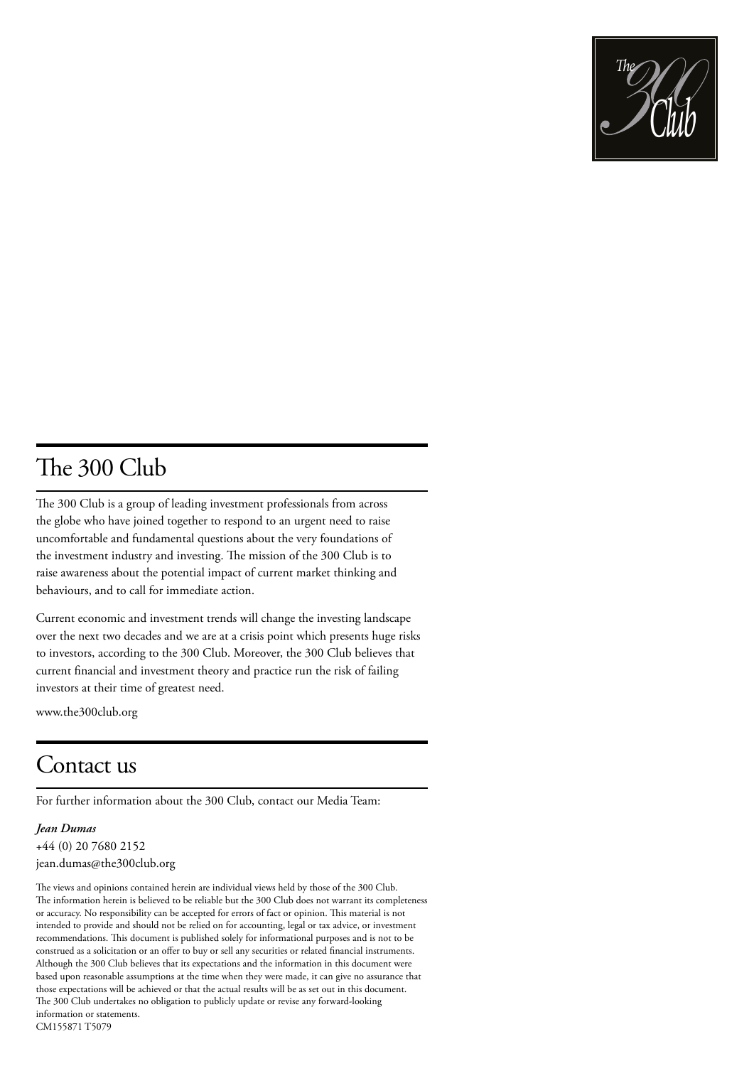## The 300 Club

The 300 Club is a group of leading investment professionals from across the globe who have joined together to respond to an urgent need to raise uncomfortable and fundamental questions about the very foundations of the investment industry and investing. The mission of the 300 Club is to raise awareness about the potential impact of current market thinking and behaviours, and to call for immediate action.

Current economic and investment trends will change the investing landscape over the next two decades and we are at a crisis point which presents huge risks to investors, according to the 300 Club. Moreover, the 300 Club believes that current financial and investment theory and practice run the risk of failing investors at their time of greatest need.

www.the300club.org

## Contact us

For further information about the 300 Club, contact our Media Team:

***Jean Dumas***
+44 (0) 20 7680 2152
jean.dumas@the300club.org

The views and opinions contained herein are individual views held by those of the 300 Club. The information herein is believed to be reliable but the 300 Club does not warrant its completeness or accuracy. No responsibility can be accepted for errors of fact or opinion. This material is not intended to provide and should not be relied on for accounting, legal or tax advice, or investment recommendations. This document is published solely for informational purposes and is not to be construed as a solicitation or an offer to buy or sell any securities or related financial instruments. Although the 300 Club believes that its expectations and the information in this document were based upon reasonable assumptions at the time when they were made, it can give no assurance that those expectations will be achieved or that the actual results will be as set out in this document. The 300 Club undertakes no obligation to publicly update or revise any forward-looking information or statements.
CM155871 T5079